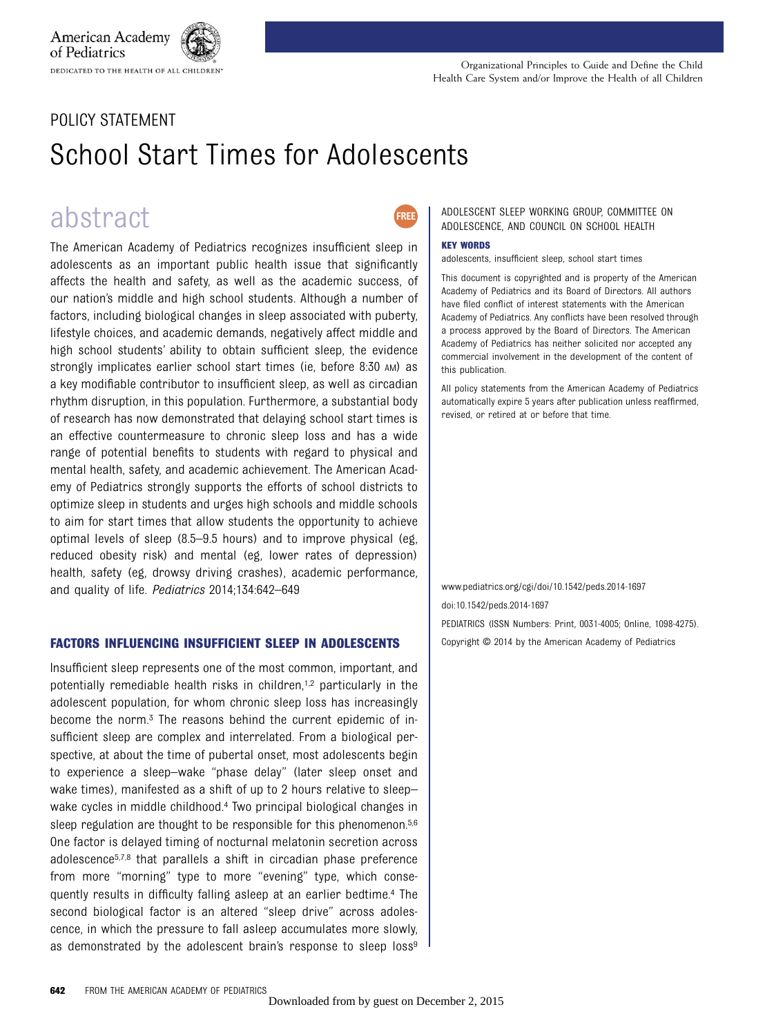# POLICY STATEMENT

# School Start Times for Adolescents

## abstract

The American Academy of Pediatrics recognizes insufficient sleep in adolescents as an important public health issue that significantly affects the health and safety, as well as the academic success, of our nation's middle and high school students. Although a number of factors, including biological changes in sleep associated with puberty, lifestyle choices, and academic demands, negatively affect middle and high school students' ability to obtain sufficient sleep, the evidence strongly implicates earlier school start times (ie, before 8:30 AM) as a key modifiable contributor to insufficient sleep, as well as circadian rhythm disruption, in this population. Furthermore, a substantial body of research has now demonstrated that delaying school start times is an effective countermeasure to chronic sleep loss and has a wide range of potential benefits to students with regard to physical and mental health, safety, and academic achievement. The American Academy of Pediatrics strongly supports the efforts of school districts to optimize sleep in students and urges high schools and middle schools to aim for start times that allow students the opportunity to achieve optimal levels of sleep (8.5–9.5 hours) and to improve physical (eg, reduced obesity risk) and mental (eg, lower rates of depression) health, safety (eg, drowsy driving crashes), academic performance, and quality of life. *Pediatrics* 2014;134:642–649

ADOLESCENT SLEEP WORKING GROUP, COMMITTEE ON ADOLESCENCE, AND COUNCIL ON SCHOOL HEALTH

**KEY WORDS**

adolescents, insufficient sleep, school start times

This document is copyrighted and is property of the American Academy of Pediatrics and its Board of Directors. All authors have filed conflict of interest statements with the American Academy of Pediatrics. Any conflicts have been resolved through a process approved by the Board of Directors. The American Academy of Pediatrics has neither solicited nor accepted any commercial involvement in the development of the content of this publication.

All policy statements from the American Academy of Pediatrics automatically expire 5 years after publication unless reaffirmed, revised, or retired at or before that time.

www.pediatrics.org/cgi/doi/10.1542/peds.2014-1697

doi:10.1542/peds.2014-1697

PEDIATRICS (ISSN Numbers: Print, 0031-4005; Online, 1098-4275).

Copyright © 2014 by the American Academy of Pediatrics

## FACTORS INFLUENCING INSUFFICIENT SLEEP IN ADOLESCENTS

Insufficient sleep represents one of the most common, important, and potentially remediable health risks in children,[1,2] particularly in the adolescent population, for whom chronic sleep loss has increasingly become the norm.[3] The reasons behind the current epidemic of insufficient sleep are complex and interrelated. From a biological perspective, at about the time of pubertal onset, most adolescents begin to experience a sleep–wake "phase delay" (later sleep onset and wake times), manifested as a shift of up to 2 hours relative to sleep–wake cycles in middle childhood.[4] Two principal biological changes in sleep regulation are thought to be responsible for this phenomenon.[5,6] One factor is delayed timing of nocturnal melatonin secretion across adolescence[5,7,8] that parallels a shift in circadian phase preference from more "morning" type to more "evening" type, which consequently results in difficulty falling asleep at an earlier bedtime.[4] The second biological factor is an altered "sleep drive" across adolescence, in which the pressure to fall asleep accumulates more slowly, as demonstrated by the adolescent brain's response to sleep loss[9]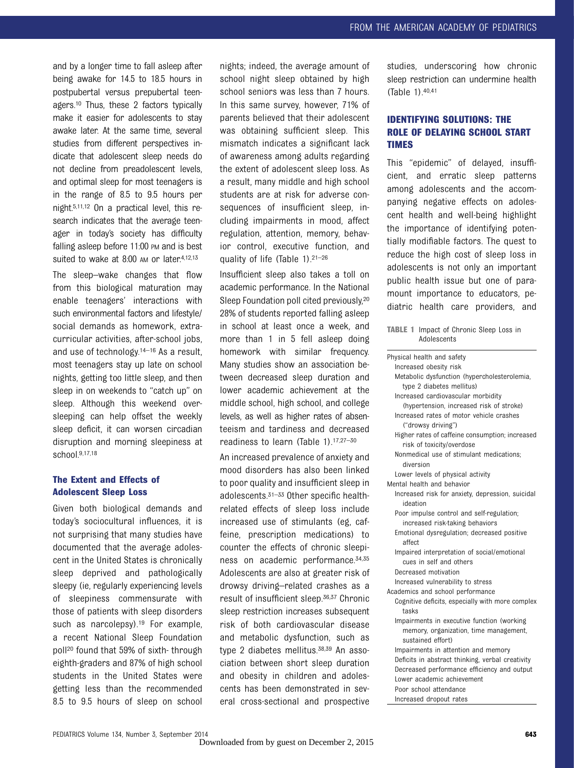and by a longer time to fall asleep after being awake for 14.5 to 18.5 hours in postpubertal versus prepubertal teenagers.[10] Thus, these 2 factors typically make it easier for adolescents to stay awake later. At the same time, several studies from different perspectives indicate that adolescent sleep needs do not decline from preadolescent levels, and optimal sleep for most teenagers is in the range of 8.5 to 9.5 hours per night.[5,11,12] On a practical level, this research indicates that the average teenager in today's society has difficulty falling asleep before 11:00 PM and is best suited to wake at 8:00 AM or later.[4,12,13]

The sleep–wake changes that flow from this biological maturation may enable teenagers' interactions with such environmental factors and lifestyle/social demands as homework, extracurricular activities, after-school jobs, and use of technology.[14–16] As a result, most teenagers stay up late on school nights, getting too little sleep, and then sleep in on weekends to "catch up" on sleep. Although this weekend oversleeping can help offset the weekly sleep deficit, it can worsen circadian disruption and morning sleepiness at school.[9,17,18]

### The Extent and Effects of Adolescent Sleep Loss

Given both biological demands and today's sociocultural influences, it is not surprising that many studies have documented that the average adolescent in the United States is chronically sleep deprived and pathologically sleepy (ie, regularly experiencing levels of sleepiness commensurate with those of patients with sleep disorders such as narcolepsy).[19] For example, a recent National Sleep Foundation poll[20] found that 59% of sixth- through eighth-graders and 87% of high school students in the United States were getting less than the recommended 8.5 to 9.5 hours of sleep on school nights; indeed, the average amount of school night sleep obtained by high school seniors was less than 7 hours. In this same survey, however, 71% of parents believed that their adolescent was obtaining sufficient sleep. This mismatch indicates a significant lack of awareness among adults regarding the extent of adolescent sleep loss. As a result, many middle and high school students are at risk for adverse consequences of insufficient sleep, including impairments in mood, affect regulation, attention, memory, behavior control, executive function, and quality of life (Table 1).[21–26]

Insufficient sleep also takes a toll on academic performance. In the National Sleep Foundation poll cited previously,[20] 28% of students reported falling asleep in school at least once a week, and more than 1 in 5 fell asleep doing homework with similar frequency. Many studies show an association between decreased sleep duration and lower academic achievement at the middle school, high school, and college levels, as well as higher rates of absenteeism and tardiness and decreased readiness to learn (Table 1).[17,27–30]

An increased prevalence of anxiety and mood disorders has also been linked to poor quality and insufficient sleep in adolescents.[31–33] Other specific health-related effects of sleep loss include increased use of stimulants (eg, caffeine, prescription medications) to counter the effects of chronic sleepiness on academic performance.[34,35] Adolescents are also at greater risk of drowsy driving–related crashes as a result of insufficient sleep.[36,37] Chronic sleep restriction increases subsequent risk of both cardiovascular disease and metabolic dysfunction, such as type 2 diabetes mellitus.[38,39] An association between short sleep duration and obesity in children and adolescents has been demonstrated in several cross-sectional and prospective studies, underscoring how chronic sleep restriction can undermine health (Table 1).[40,41]

## IDENTIFYING SOLUTIONS: THE ROLE OF DELAYING SCHOOL START TIMES

This "epidemic" of delayed, insufficient, and erratic sleep patterns among adolescents and the accompanying negative effects on adolescent health and well-being highlight the importance of identifying potentially modifiable factors. The quest to reduce the high cost of sleep loss in adolescents is not only an important public health issue but one of paramount importance to educators, pediatric health care providers, and

**TABLE 1** Impact of Chronic Sleep Loss in Adolescents

| |
|---|
| Physical health and safety |
| Increased obesity risk |
| Metabolic dysfunction (hypercholesterolemia, type 2 diabetes mellitus) |
| Increased cardiovascular morbidity (hypertension, increased risk of stroke) |
| Increased rates of motor vehicle crashes ("drowsy driving") |
| Higher rates of caffeine consumption; increased risk of toxicity/overdose |
| Nonmedical use of stimulant medications; diversion |
| Lower levels of physical activity |
| Mental health and behavior |
| Increased risk for anxiety, depression, suicidal ideation |
| Poor impulse control and self-regulation; increased risk-taking behaviors |
| Emotional dysregulation; decreased positive affect |
| Impaired interpretation of social/emotional cues in self and others |
| Decreased motivation |
| Increased vulnerability to stress |
| Academics and school performance |
| Cognitive deficits, especially with more complex tasks |
| Impairments in executive function (working memory, organization, time management, sustained effort) |
| Impairments in attention and memory |
| Deficits in abstract thinking, verbal creativity |
| Decreased performance efficiency and output |
| Lower academic achievement |
| Poor school attendance |
| Increased dropout rates |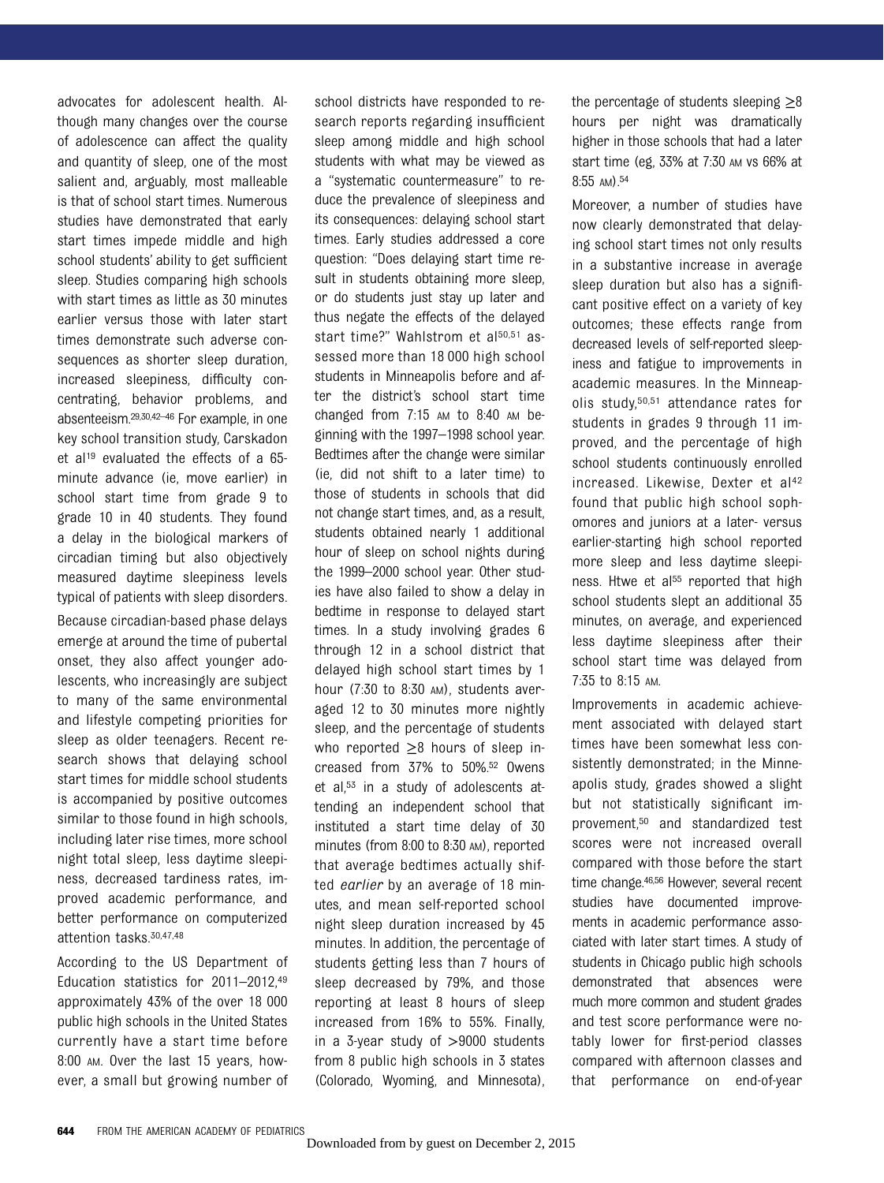advocates for adolescent health. Although many changes over the course of adolescence can affect the quality and quantity of sleep, one of the most salient and, arguably, most malleable is that of school start times. Numerous studies have demonstrated that early start times impede middle and high school students' ability to get sufficient sleep. Studies comparing high schools with start times as little as 30 minutes earlier versus those with later start times demonstrate such adverse consequences as shorter sleep duration, increased sleepiness, difficulty concentrating, behavior problems, and absenteeism.[29,30,42–46] For example, in one key school transition study, Carskadon et al[19] evaluated the effects of a 65-minute advance (ie, move earlier) in school start time from grade 9 to grade 10 in 40 students. They found a delay in the biological markers of circadian timing but also objectively measured daytime sleepiness levels typical of patients with sleep disorders.

Because circadian-based phase delays emerge at around the time of pubertal onset, they also affect younger adolescents, who increasingly are subject to many of the same environmental and lifestyle competing priorities for sleep as older teenagers. Recent research shows that delaying school start times for middle school students is accompanied by positive outcomes similar to those found in high schools, including later rise times, more school night total sleep, less daytime sleepiness, decreased tardiness rates, improved academic performance, and better performance on computerized attention tasks.[30,47,48]

According to the US Department of Education statistics for 2011–2012,[49] approximately 43% of the over 18 000 public high schools in the United States currently have a start time before 8:00 AM. Over the last 15 years, however, a small but growing number of school districts have responded to research reports regarding insufficient sleep among middle and high school students with what may be viewed as a "systematic countermeasure" to reduce the prevalence of sleepiness and its consequences: delaying school start times. Early studies addressed a core question: "Does delaying start time result in students obtaining more sleep, or do students just stay up later and thus negate the effects of the delayed start time?" Wahlstrom et al[50,51] assessed more than 18 000 high school students in Minneapolis before and after the district's school start time changed from 7:15 AM to 8:40 AM beginning with the 1997–1998 school year. Bedtimes after the change were similar (ie, did not shift to a later time) to those of students in schools that did not change start times, and, as a result, students obtained nearly 1 additional hour of sleep on school nights during the 1999–2000 school year. Other studies have also failed to show a delay in bedtime in response to delayed start times. In a study involving grades 6 through 12 in a school district that delayed high school start times by 1 hour (7:30 to 8:30 AM), students averaged 12 to 30 minutes more nightly sleep, and the percentage of students who reported ≥8 hours of sleep increased from 37% to 50%.[52] Owens et al,[53] in a study of adolescents attending an independent school that instituted a start time delay of 30 minutes (from 8:00 to 8:30 AM), reported that average bedtimes actually shifted *earlier* by an average of 18 minutes, and mean self-reported school night sleep duration increased by 45 minutes. In addition, the percentage of students getting less than 7 hours of sleep decreased by 79%, and those reporting at least 8 hours of sleep increased from 16% to 55%. Finally, in a 3-year study of >9000 students from 8 public high schools in 3 states (Colorado, Wyoming, and Minnesota), the percentage of students sleeping ≥8 hours per night was dramatically higher in those schools that had a later start time (eg, 33% at 7:30 AM vs 66% at 8:55 AM).[54]

Moreover, a number of studies have now clearly demonstrated that delaying school start times not only results in a substantive increase in average sleep duration but also has a significant positive effect on a variety of key outcomes; these effects range from decreased levels of self-reported sleepiness and fatigue to improvements in academic measures. In the Minneapolis study,[50,51] attendance rates for students in grades 9 through 11 improved, and the percentage of high school students continuously enrolled increased. Likewise, Dexter et al[42] found that public high school sophomores and juniors at a later- versus earlier-starting high school reported more sleep and less daytime sleepiness. Htwe et al[55] reported that high school students slept an additional 35 minutes, on average, and experienced less daytime sleepiness after their school start time was delayed from 7:35 to 8:15 AM.

Improvements in academic achievement associated with delayed start times have been somewhat less consistently demonstrated; in the Minneapolis study, grades showed a slight but not statistically significant improvement,[50] and standardized test scores were not increased overall compared with those before the start time change.[46,56] However, several recent studies have documented improvements in academic performance associated with later start times. A study of students in Chicago public high schools demonstrated that absences were much more common and student grades and test score performance were notably lower for first-period classes compared with afternoon classes and that performance on end-of-year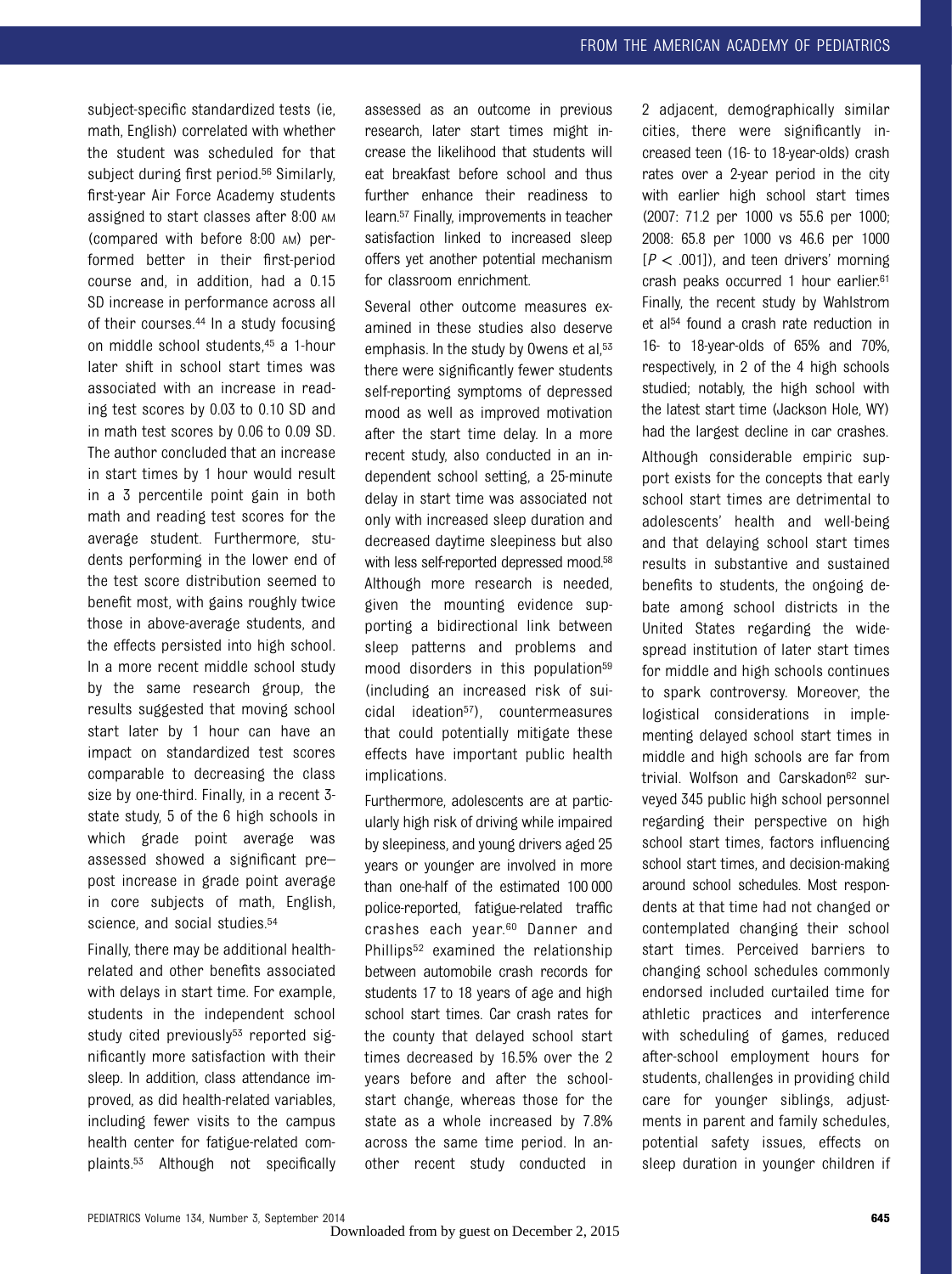subject-specific standardized tests (ie, math, English) correlated with whether the student was scheduled for that subject during first period.[56] Similarly, first-year Air Force Academy students assigned to start classes after 8:00 AM (compared with before 8:00 AM) performed better in their first-period course and, in addition, had a 0.15 SD increase in performance across all of their courses.[44] In a study focusing on middle school students,[45] a 1-hour later shift in school start times was associated with an increase in reading test scores by 0.03 to 0.10 SD and in math test scores by 0.06 to 0.09 SD. The author concluded that an increase in start times by 1 hour would result in a 3 percentile point gain in both math and reading test scores for the average student. Furthermore, students performing in the lower end of the test score distribution seemed to benefit most, with gains roughly twice those in above-average students, and the effects persisted into high school. In a more recent middle school study by the same research group, the results suggested that moving school start later by 1 hour can have an impact on standardized test scores comparable to decreasing the class size by one-third. Finally, in a recent 3-state study, 5 of the 6 high schools in which grade point average was assessed showed a significant pre–post increase in grade point average in core subjects of math, English, science, and social studies.[54]

Finally, there may be additional health-related and other benefits associated with delays in start time. For example, students in the independent school study cited previously[53] reported significantly more satisfaction with their sleep. In addition, class attendance improved, as did health-related variables, including fewer visits to the campus health center for fatigue-related complaints.[53] Although not specifically assessed as an outcome in previous research, later start times might increase the likelihood that students will eat breakfast before school and thus further enhance their readiness to learn.[57] Finally, improvements in teacher satisfaction linked to increased sleep offers yet another potential mechanism for classroom enrichment.

Several other outcome measures examined in these studies also deserve emphasis. In the study by Owens et al,[53] there were significantly fewer students self-reporting symptoms of depressed mood as well as improved motivation after the start time delay. In a more recent study, also conducted in an independent school setting, a 25-minute delay in start time was associated not only with increased sleep duration and decreased daytime sleepiness but also with less self-reported depressed mood.[58] Although more research is needed, given the mounting evidence supporting a bidirectional link between sleep patterns and problems and mood disorders in this population[59] (including an increased risk of suicidal ideation[57]), countermeasures that could potentially mitigate these effects have important public health implications.

Furthermore, adolescents are at particularly high risk of driving while impaired by sleepiness, and young drivers aged 25 years or younger are involved in more than one-half of the estimated 100 000 police-reported, fatigue-related traffic crashes each year.[60] Danner and Phillips[52] examined the relationship between automobile crash records for students 17 to 18 years of age and high school start times. Car crash rates for the county that delayed school start times decreased by 16.5% over the 2 years before and after the school-start change, whereas those for the state as a whole increased by 7.8% across the same time period. In another recent study conducted in 2 adjacent, demographically similar cities, there were significantly increased teen (16- to 18-year-olds) crash rates over a 2-year period in the city with earlier high school start times (2007: 71.2 per 1000 vs 55.6 per 1000; 2008: 65.8 per 1000 vs 46.6 per 1000 [$P < .001$]), and teen drivers' morning crash peaks occurred 1 hour earlier.[61] Finally, the recent study by Wahlstrom et al[54] found a crash rate reduction in 16- to 18-year-olds of 65% and 70%, respectively, in 2 of the 4 high schools studied; notably, the high school with the latest start time (Jackson Hole, WY) had the largest decline in car crashes.

Although considerable empiric support exists for the concepts that early school start times are detrimental to adolescents' health and well-being and that delaying school start times results in substantive and sustained benefits to students, the ongoing debate among school districts in the United States regarding the widespread institution of later start times for middle and high schools continues to spark controversy. Moreover, the logistical considerations in implementing delayed school start times in middle and high schools are far from trivial. Wolfson and Carskadon[62] surveyed 345 public high school personnel regarding their perspective on high school start times, factors influencing school start times, and decision-making around school schedules. Most respondents at that time had not changed or contemplated changing their school start times. Perceived barriers to changing school schedules commonly endorsed included curtailed time for athletic practices and interference with scheduling of games, reduced after-school employment hours for students, challenges in providing child care for younger siblings, adjustments in parent and family schedules, potential safety issues, effects on sleep duration in younger children if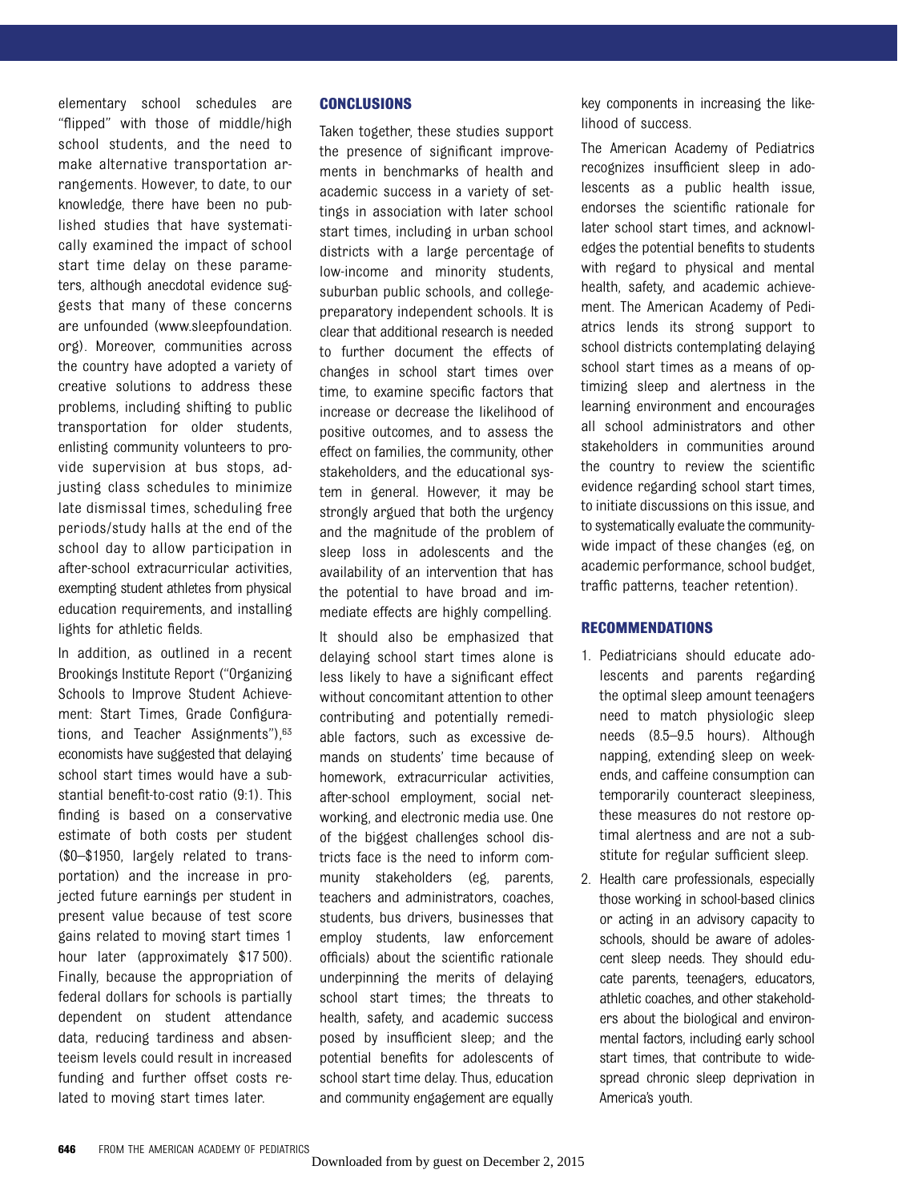elementary school schedules are "flipped" with those of middle/high school students, and the need to make alternative transportation arrangements. However, to date, to our knowledge, there have been no published studies that have systematically examined the impact of school start time delay on these parameters, although anecdotal evidence suggests that many of these concerns are unfounded (www.sleepfoundation.org). Moreover, communities across the country have adopted a variety of creative solutions to address these problems, including shifting to public transportation for older students, enlisting community volunteers to provide supervision at bus stops, adjusting class schedules to minimize late dismissal times, scheduling free periods/study halls at the end of the school day to allow participation in after-school extracurricular activities, exempting student athletes from physical education requirements, and installing lights for athletic fields.

In addition, as outlined in a recent Brookings Institute Report ("Organizing Schools to Improve Student Achievement: Start Times, Grade Configurations, and Teacher Assignments"),[63] economists have suggested that delaying school start times would have a substantial benefit-to-cost ratio (9:1). This finding is based on a conservative estimate of both costs per student ($0–$1950, largely related to transportation) and the increase in projected future earnings per student in present value because of test score gains related to moving start times 1 hour later (approximately $17 500). Finally, because the appropriation of federal dollars for schools is partially dependent on student attendance data, reducing tardiness and absenteeism levels could result in increased funding and further offset costs related to moving start times later.

## CONCLUSIONS

Taken together, these studies support the presence of significant improvements in benchmarks of health and academic success in a variety of settings in association with later school start times, including in urban school districts with a large percentage of low-income and minority students, suburban public schools, and college-preparatory independent schools. It is clear that additional research is needed to further document the effects of changes in school start times over time, to examine specific factors that increase or decrease the likelihood of positive outcomes, and to assess the effect on families, the community, other stakeholders, and the educational system in general. However, it may be strongly argued that both the urgency and the magnitude of the problem of sleep loss in adolescents and the availability of an intervention that has the potential to have broad and immediate effects are highly compelling.

It should also be emphasized that delaying school start times alone is less likely to have a significant effect without concomitant attention to other contributing and potentially remediable factors, such as excessive demands on students' time because of homework, extracurricular activities, after-school employment, social networking, and electronic media use. One of the biggest challenges school districts face is the need to inform community stakeholders (eg, parents, teachers and administrators, coaches, students, bus drivers, businesses that employ students, law enforcement officials) about the scientific rationale underpinning the merits of delaying school start times; the threats to health, safety, and academic success posed by insufficient sleep; and the potential benefits for adolescents of school start time delay. Thus, education and community engagement are equally key components in increasing the likelihood of success.

The American Academy of Pediatrics recognizes insufficient sleep in adolescents as a public health issue, endorses the scientific rationale for later school start times, and acknowledges the potential benefits to students with regard to physical and mental health, safety, and academic achievement. The American Academy of Pediatrics lends its strong support to school districts contemplating delaying school start times as a means of optimizing sleep and alertness in the learning environment and encourages all school administrators and other stakeholders in communities around the country to review the scientific evidence regarding school start times, to initiate discussions on this issue, and to systematically evaluate the community-wide impact of these changes (eg, on academic performance, school budget, traffic patterns, teacher retention).

## RECOMMENDATIONS

1. Pediatricians should educate adolescents and parents regarding the optimal sleep amount teenagers need to match physiologic sleep needs (8.5–9.5 hours). Although napping, extending sleep on weekends, and caffeine consumption can temporarily counteract sleepiness, these measures do not restore optimal alertness and are not a substitute for regular sufficient sleep.
2. Health care professionals, especially those working in school-based clinics or acting in an advisory capacity to schools, should be aware of adolescent sleep needs. They should educate parents, teenagers, educators, athletic coaches, and other stakeholders about the biological and environmental factors, including early school start times, that contribute to widespread chronic sleep deprivation in America's youth.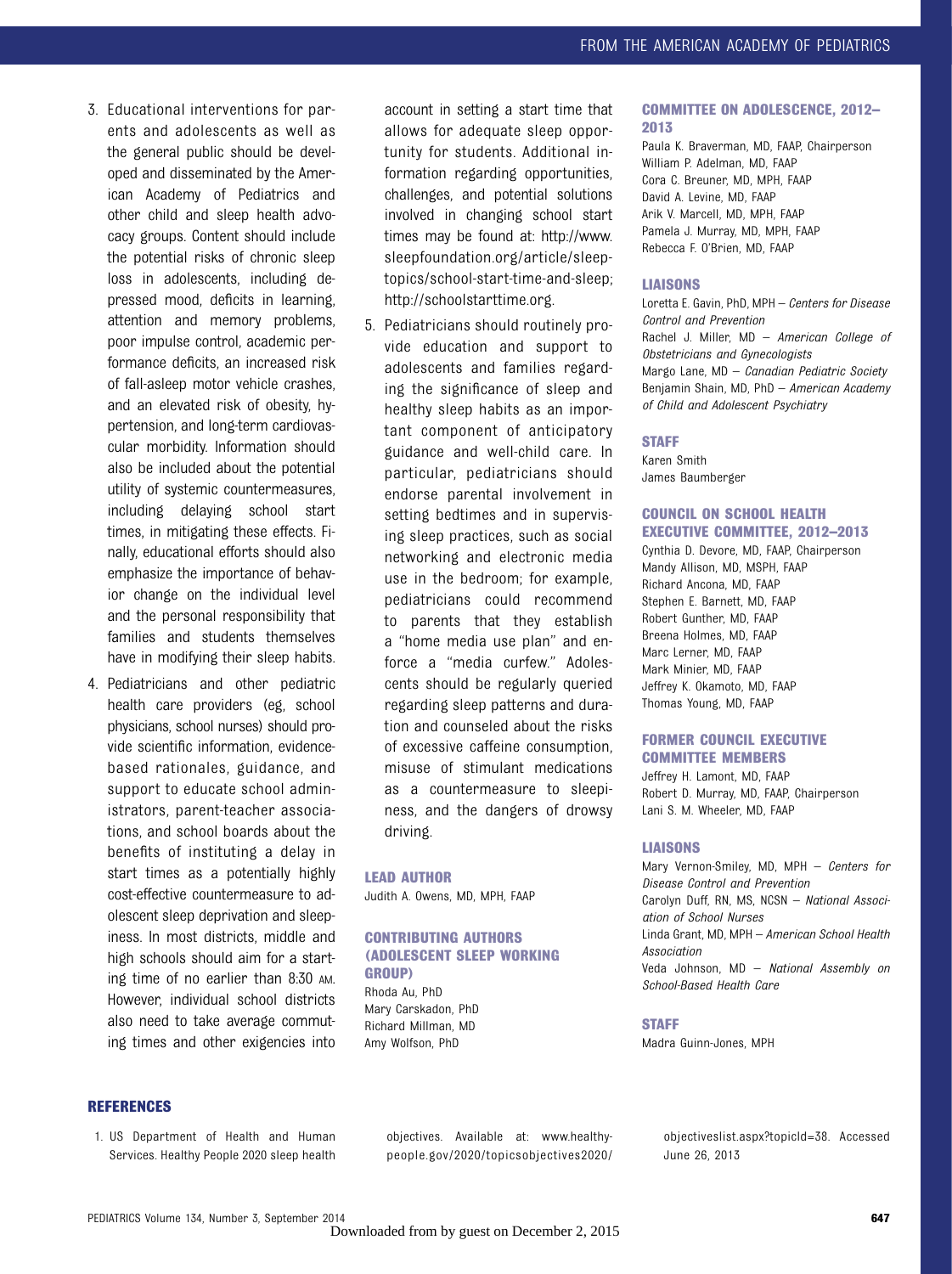3. Educational interventions for parents and adolescents as well as the general public should be developed and disseminated by the American Academy of Pediatrics and other child and sleep health advocacy groups. Content should include the potential risks of chronic sleep loss in adolescents, including depressed mood, deficits in learning, attention and memory problems, poor impulse control, academic performance deficits, an increased risk of fall-asleep motor vehicle crashes, and an elevated risk of obesity, hypertension, and long-term cardiovascular morbidity. Information should also be included about the potential utility of systemic countermeasures, including delaying school start times, in mitigating these effects. Finally, educational efforts should also emphasize the importance of behavior change on the individual level and the personal responsibility that families and students themselves have in modifying their sleep habits.
4. Pediatricians and other pediatric health care providers (eg, school physicians, school nurses) should provide scientific information, evidence-based rationales, guidance, and support to educate school administrators, parent-teacher associations, and school boards about the benefits of instituting a delay in start times as a potentially highly cost-effective countermeasure to adolescent sleep deprivation and sleepiness. In most districts, middle and high schools should aim for a starting time of no earlier than 8:30 AM. However, individual school districts also need to take average commuting times and other exigencies into account in setting a start time that allows for adequate sleep opportunity for students. Additional information regarding opportunities, challenges, and potential solutions involved in changing school start times may be found at: http://www.sleepfoundation.org/article/sleep-topics/school-start-time-and-sleep; http://schoolstarttime.org.
5. Pediatricians should routinely provide education and support to adolescents and families regarding the significance of sleep and healthy sleep habits as an important component of anticipatory guidance and well-child care. In particular, pediatricians should endorse parental involvement in setting bedtimes and in supervising sleep practices, such as social networking and electronic media use in the bedroom; for example, pediatricians could recommend to parents that they establish a "home media use plan" and enforce a "media curfew." Adolescents should be regularly queried regarding sleep patterns and duration and counseled about the risks of excessive caffeine consumption, misuse of stimulant medications as a countermeasure to sleepiness, and the dangers of drowsy driving.

### LEAD AUTHOR

Judith A. Owens, MD, MPH, FAAP

### CONTRIBUTING AUTHORS (ADOLESCENT SLEEP WORKING GROUP)

Rhoda Au, PhD
Mary Carskadon, PhD
Richard Millman, MD
Amy Wolfson, PhD

### COMMITTEE ON ADOLESCENCE, 2012–2013

Paula K. Braverman, MD, FAAP, Chairperson
William P. Adelman, MD, FAAP
Cora C. Breuner, MD, MPH, FAAP
David A. Levine, MD, FAAP
Arik V. Marcell, MD, MPH, FAAP
Pamela J. Murray, MD, MPH, FAAP
Rebecca F. O'Brien, MD, FAAP

### LIAISONS

Loretta E. Gavin, PhD, MPH – *Centers for Disease Control and Prevention*
Rachel J. Miller, MD – *American College of Obstetricians and Gynecologists*
Margo Lane, MD – *Canadian Pediatric Society*
Benjamin Shain, MD, PhD – *American Academy of Child and Adolescent Psychiatry*

### STAFF

Karen Smith
James Baumberger

### COUNCIL ON SCHOOL HEALTH EXECUTIVE COMMITTEE, 2012–2013

Cynthia D. Devore, MD, FAAP, Chairperson
Mandy Allison, MD, MSPH, FAAP
Richard Ancona, MD, FAAP
Stephen E. Barnett, MD, FAAP
Robert Gunther, MD, FAAP
Breena Holmes, MD, FAAP
Marc Lerner, MD, FAAP
Mark Minier, MD, FAAP
Jeffrey K. Okamoto, MD, FAAP
Thomas Young, MD, FAAP

### FORMER COUNCIL EXECUTIVE COMMITTEE MEMBERS

Jeffrey H. Lamont, MD, FAAP
Robert D. Murray, MD, FAAP, Chairperson
Lani S. M. Wheeler, MD, FAAP

### LIAISONS

Mary Vernon-Smiley, MD, MPH – *Centers for Disease Control and Prevention*
Carolyn Duff, RN, MS, NCSN – *National Association of School Nurses*
Linda Grant, MD, MPH – *American School Health Association*
Veda Johnson, MD – *National Assembly on School-Based Health Care*

### STAFF

Madra Guinn-Jones, MPH

## REFERENCES

1. US Department of Health and Human Services. Healthy People 2020 sleep health objectives. Available at: www.healthypeople.gov/2020/topicsobjectives2020/objectiveslist.aspx?topicId=38. Accessed June 26, 2013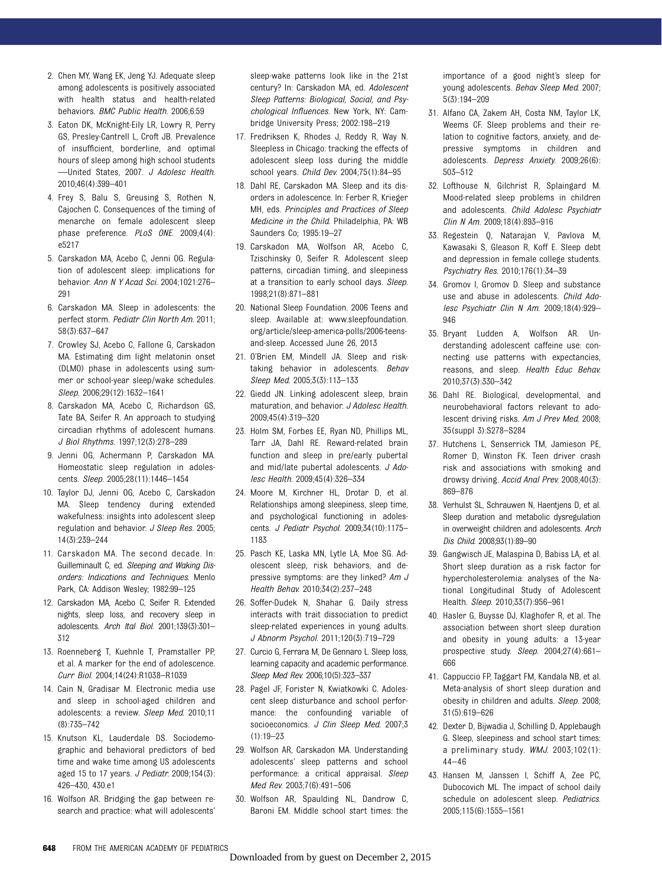2. Chen MY, Wang EK, Jeng YJ. Adequate sleep among adolescents is positively associated with health status and health-related behaviors. *BMC Public Health*. 2006;6:59
3. Eaton DK, McKnight-Eily LR, Lowry R, Perry GS, Presley-Cantrell L, Croft JB. Prevalence of insufficient, borderline, and optimal hours of sleep among high school students—United States, 2007. *J Adolesc Health*. 2010;46(4):399–401
4. Frey S, Balu S, Greusing S, Rothen N, Cajochen C. Consequences of the timing of menarche on female adolescent sleep phase preference. *PLoS ONE*. 2009;4(4):e5217
5. Carskadon MA, Acebo C, Jenni OG. Regulation of adolescent sleep: implications for behavior. *Ann N Y Acad Sci*. 2004;1021:276–291
6. Carskadon MA. Sleep in adolescents: the perfect storm. *Pediatr Clin North Am*. 2011;58(3):637–647
7. Crowley SJ, Acebo C, Fallone G, Carskadon MA. Estimating dim light melatonin onset (DLMO) phase in adolescents using summer or school-year sleep/wake schedules. *Sleep*. 2006;29(12):1632–1641
8. Carskadon MA, Acebo C, Richardson GS, Tate BA, Seifer R. An approach to studying circadian rhythms of adolescent humans. *J Biol Rhythms*. 1997;12(3):278–289
9. Jenni OG, Achermann P, Carskadon MA. Homeostatic sleep regulation in adolescents. *Sleep*. 2005;28(11):1446–1454
10. Taylor DJ, Jenni OG, Acebo C, Carskadon MA. Sleep tendency during extended wakefulness: insights into adolescent sleep regulation and behavior. *J Sleep Res*. 2005;14(3):239–244
11. Carskadon MA. The second decade. In: Guilleminault C, ed. *Sleeping and Waking Disorders: Indications and Techniques*. Menlo Park, CA: Addison Wesley; 1982:99–125
12. Carskadon MA, Acebo C, Seifer R. Extended nights, sleep loss, and recovery sleep in adolescents. *Arch Ital Biol*. 2001;139(3):301–312
13. Roenneberg T, Kuehnle T, Pramstaller PP, et al. A marker for the end of adolescence. *Curr Biol*. 2004;14(24):R1038–R1039
14. Cain N, Gradisar M. Electronic media use and sleep in school-aged children and adolescents: a review. *Sleep Med*. 2010;11(8):735–742
15. Knutson KL, Lauderdale DS. Sociodemographic and behavioral predictors of bed time and wake time among US adolescents aged 15 to 17 years. *J Pediatr*. 2009;154(3):426–430, 430.e1
16. Wolfson AR. Bridging the gap between research and practice: what will adolescents' sleep-wake patterns look like in the 21st century? In: Carskadon MA, ed. *Adolescent Sleep Patterns: Biological, Social, and Psychological Influences*. New York, NY: Cambridge University Press; 2002:198–219
17. Fredriksen K, Rhodes J, Reddy R, Way N. Sleepless in Chicago: tracking the effects of adolescent sleep loss during the middle school years. *Child Dev*. 2004;75(1):84–95
18. Dahl RE, Carskadon MA. Sleep and its disorders in adolescence. In: Ferber R, Krieger MH, eds. *Principles and Practices of Sleep Medicine in the Child*. Philadelphia, PA: WB Saunders Co; 1995:19–27
19. Carskadon MA, Wolfson AR, Acebo C, Tzischinsky O, Seifer R. Adolescent sleep patterns, circadian timing, and sleepiness at a transition to early school days. *Sleep*. 1998;21(8):871–881
20. National Sleep Foundation. 2006 Teens and sleep. Available at: www.sleepfoundation.org/article/sleep-america-polls/2006-teens-and-sleep. Accessed June 26, 2013
21. O'Brien EM, Mindell JA. Sleep and risk-taking behavior in adolescents. *Behav Sleep Med*. 2005;3(3):113–133
22. Giedd JN. Linking adolescent sleep, brain maturation, and behavior. *J Adolesc Health*. 2009;45(4):319–320
23. Holm SM, Forbes EE, Ryan ND, Phillips ML, Tarr JA, Dahl RE. Reward-related brain function and sleep in pre/early pubertal and mid/late pubertal adolescents. *J Adolesc Health*. 2009;45(4):326–334
24. Moore M, Kirchner HL, Drotar D, et al. Relationships among sleepiness, sleep time, and psychological functioning in adolescents. *J Pediatr Psychol*. 2009;34(10):1175–1183
25. Pasch KE, Laska MN, Lytle LA, Moe SG. Adolescent sleep, risk behaviors, and depressive symptoms: are they linked? *Am J Health Behav*. 2010;34(2):237–248
26. Soffer-Dudek N, Shahar G. Daily stress interacts with trait dissociation to predict sleep-related experiences in young adults. *J Abnorm Psychol*. 2011;120(3):719–729
27. Curcio G, Ferrara M, De Gennaro L. Sleep loss, learning capacity and academic performance. *Sleep Med Rev*. 2006;10(5):323–337
28. Pagel JF, Forister N, Kwiatkowki C. Adolescent sleep disturbance and school performance: the confounding variable of socioeconomics. *J Clin Sleep Med*. 2007;3(1):19–23
29. Wolfson AR, Carskadon MA. Understanding adolescents' sleep patterns and school performance: a critical appraisal. *Sleep Med Rev*. 2003;7(6):491–506
30. Wolfson AR, Spaulding NL, Dandrow C, Baroni EM. Middle school start times: the importance of a good night's sleep for young adolescents. *Behav Sleep Med*. 2007;5(3):194–209
31. Alfano CA, Zakem AH, Costa NM, Taylor LK, Weems CF. Sleep problems and their relation to cognitive factors, anxiety, and depressive symptoms in children and adolescents. *Depress Anxiety*. 2009;26(6):503–512
32. Lofthouse N, Gilchrist R, Splaingard M. Mood-related sleep problems in children and adolescents. *Child Adolesc Psychiatr Clin N Am*. 2009;18(4):893–916
33. Regestein Q, Natarajan V, Pavlova M, Kawasaki S, Gleason R, Koff E. Sleep debt and depression in female college students. *Psychiatry Res*. 2010;176(1):34–39
34. Gromov I, Gromov D. Sleep and substance use and abuse in adolescents. *Child Adolesc Psychiatr Clin N Am*. 2009;18(4):929–946
35. Bryant Ludden A, Wolfson AR. Understanding adolescent caffeine use: connecting use patterns with expectancies, reasons, and sleep. *Health Educ Behav*. 2010;37(3):330–342
36. Dahl RE. Biological, developmental, and neurobehavioral factors relevant to adolescent driving risks. *Am J Prev Med*. 2008;35(suppl 3):S278–S284
37. Hutchens L, Senserrick TM, Jamieson PE, Romer D, Winston FK. Teen driver crash risk and associations with smoking and drowsy driving. *Accid Anal Prev*. 2008;40(3):869–876
38. Verhulst SL, Schrauwen N, Haentjens D, et al. Sleep duration and metabolic dysregulation in overweight children and adolescents. *Arch Dis Child*. 2008;93(1):89–90
39. Gangwisch JE, Malaspina D, Babiss LA, et al. Short sleep duration as a risk factor for hypercholesterolemia: analyses of the National Longitudinal Study of Adolescent Health. *Sleep*. 2010;33(7):956–961
40. Hasler G, Buysse DJ, Klaghofer R, et al. The association between short sleep duration and obesity in young adults: a 13-year prospective study. *Sleep*. 2004;27(4):661–666
41. Cappuccio FP, Taggart FM, Kandala NB, et al. Meta-analysis of short sleep duration and obesity in children and adults. *Sleep*. 2008;31(5):619–626
42. Dexter D, Bijwadia J, Schilling D, Applebaugh G. Sleep, sleepiness and school start times: a preliminary study. *WMJ*. 2003;102(1):44–46
43. Hansen M, Janssen I, Schiff A, Zee PC, Dubocovich ML. The impact of school daily schedule on adolescent sleep. *Pediatrics*. 2005;115(6):1555–1561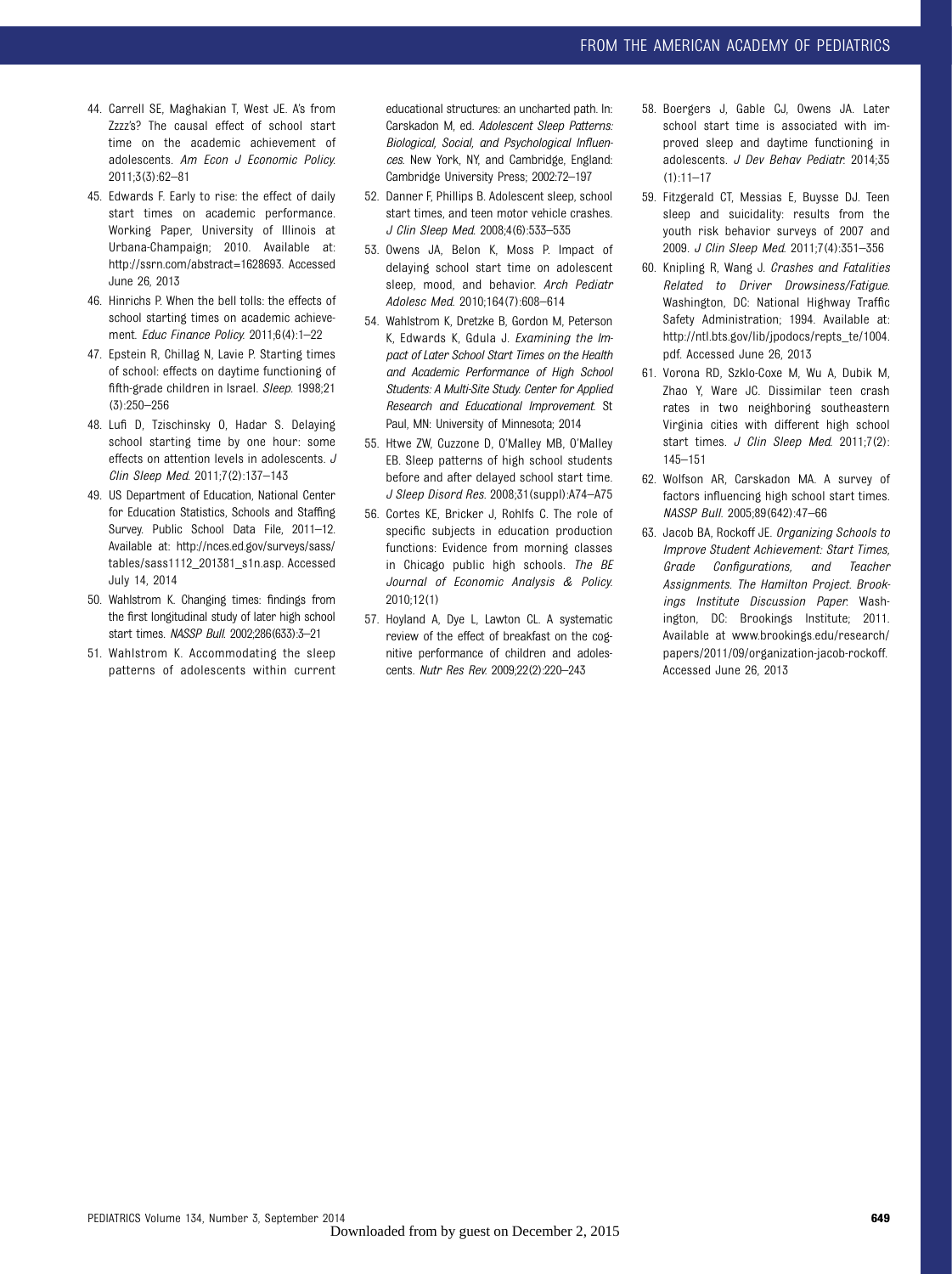44. Carrell SE, Maghakian T, West JE. A's from Zzzz's? The causal effect of school start time on the academic achievement of adolescents. *Am Econ J Economic Policy*. 2011;3(3):62–81
45. Edwards F. Early to rise: the effect of daily start times on academic performance. Working Paper, University of Illinois at Urbana-Champaign; 2010. Available at: http://ssrn.com/abstract=1628693. Accessed June 26, 2013
46. Hinrichs P. When the bell tolls: the effects of school starting times on academic achievement. *Educ Finance Policy*. 2011;6(4):1–22
47. Epstein R, Chillag N, Lavie P. Starting times of school: effects on daytime functioning of fifth-grade children in Israel. *Sleep*. 1998;21(3):250–256
48. Lufi D, Tzischinsky O, Hadar S. Delaying school starting time by one hour: some effects on attention levels in adolescents. *J Clin Sleep Med*. 2011;7(2):137–143
49. US Department of Education, National Center for Education Statistics, Schools and Staffing Survey. Public School Data File, 2011–12. Available at: http://nces.ed.gov/surveys/sass/tables/sass1112_201381_s1n.asp. Accessed July 14, 2014
50. Wahlstrom K. Changing times: findings from the first longitudinal study of later high school start times. *NASSP Bull*. 2002;286(633):3–21
51. Wahlstrom K. Accommodating the sleep patterns of adolescents within current educational structures: an uncharted path. In: Carskadon M, ed. *Adolescent Sleep Patterns: Biological, Social, and Psychological Influences*. New York, NY, and Cambridge, England: Cambridge University Press; 2002:72–197
52. Danner F, Phillips B. Adolescent sleep, school start times, and teen motor vehicle crashes. *J Clin Sleep Med*. 2008;4(6):533–535
53. Owens JA, Belon K, Moss P. Impact of delaying school start time on adolescent sleep, mood, and behavior. *Arch Pediatr Adolesc Med*. 2010;164(7):608–614
54. Wahlstrom K, Dretzke B, Gordon M, Peterson K, Edwards K, Gdula J. *Examining the Impact of Later School Start Times on the Health and Academic Performance of High School Students: A Multi-Site Study. Center for Applied Research and Educational Improvement*. St Paul, MN: University of Minnesota; 2014
55. Htwe ZW, Cuzzone D, O'Malley MB, O'Malley EB. Sleep patterns of high school students before and after delayed school start time. *J Sleep Disord Res*. 2008;31(suppl):A74–A75
56. Cortes KE, Bricker J, Rohlfs C. The role of specific subjects in education production functions: Evidence from morning classes in Chicago public high schools. *The BE Journal of Economic Analysis & Policy*. 2010;12(1)
57. Hoyland A, Dye L, Lawton CL. A systematic review of the effect of breakfast on the cognitive performance of children and adolescents. *Nutr Res Rev*. 2009;22(2):220–243
58. Boergers J, Gable CJ, Owens JA. Later school start time is associated with improved sleep and daytime functioning in adolescents. *J Dev Behav Pediatr*. 2014;35(1):11–17
59. Fitzgerald CT, Messias E, Buysse DJ. Teen sleep and suicidality: results from the youth risk behavior surveys of 2007 and 2009. *J Clin Sleep Med*. 2011;7(4):351–356
60. Knipling R, Wang J. *Crashes and Fatalities Related to Driver Drowsiness/Fatigue*. Washington, DC: National Highway Traffic Safety Administration; 1994. Available at: http://ntl.bts.gov/lib/jpodocs/repts_te/1004.pdf. Accessed June 26, 2013
61. Vorona RD, Szklo-Coxe M, Wu A, Dubik M, Zhao Y, Ware JC. Dissimilar teen crash rates in two neighboring southeastern Virginia cities with different high school start times. *J Clin Sleep Med*. 2011;7(2):145–151
62. Wolfson AR, Carskadon MA. A survey of factors influencing high school start times. *NASSP Bull*. 2005;89(642):47–66
63. Jacob BA, Rockoff JE. *Organizing Schools to Improve Student Achievement: Start Times, Grade Configurations, and Teacher Assignments. The Hamilton Project. Brookings Institute Discussion Paper*. Washington, DC: Brookings Institute; 2011. Available at www.brookings.edu/research/papers/2011/09/organization-jacob-rockoff. Accessed June 26, 2013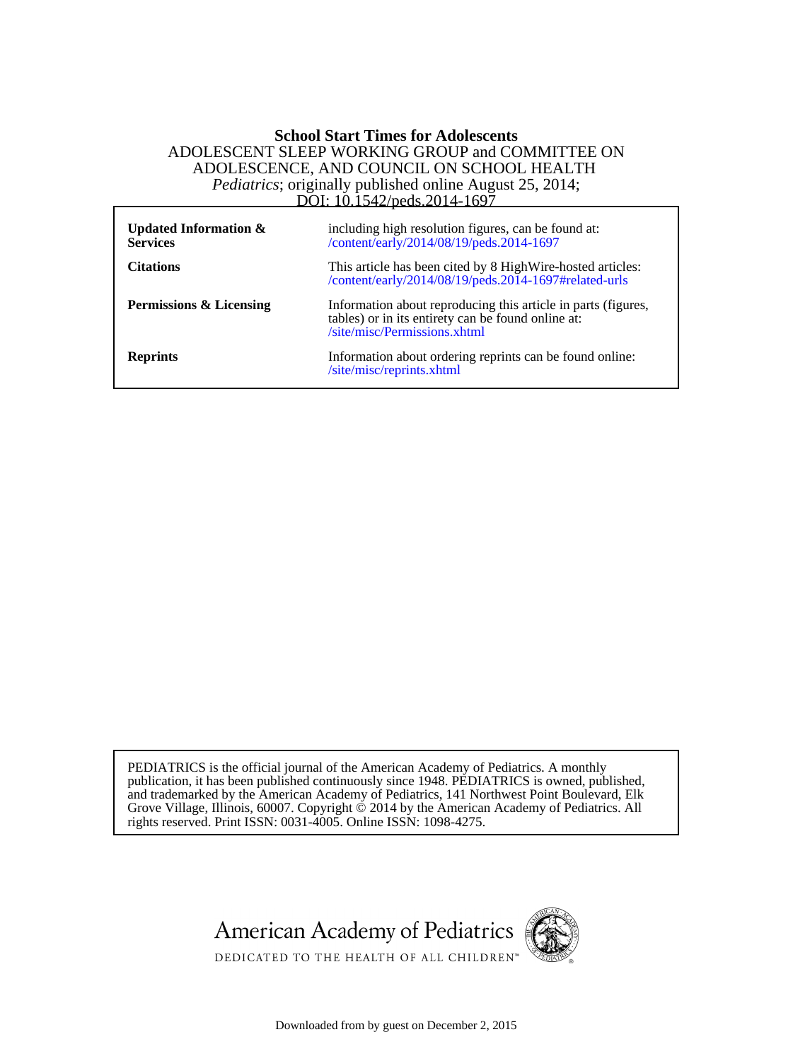**School Start Times for Adolescents**
ADOLESCENT SLEEP WORKING GROUP and COMMITTEE ON ADOLESCENCE, AND COUNCIL ON SCHOOL HEALTH
*Pediatrics*; originally published online August 25, 2014;
DOI: 10.1542/peds.2014-1697

| | |
|---|---|
| **Updated Information & Services** | including high resolution figures, can be found at: /content/early/2014/08/19/peds.2014-1697 |
| **Citations** | This article has been cited by 8 HighWire-hosted articles: /content/early/2014/08/19/peds.2014-1697#related-urls |
| **Permissions & Licensing** | Information about reproducing this article in parts (figures, tables) or in its entirety can be found online at: /site/misc/Permissions.xhtml |
| **Reprints** | Information about ordering reprints can be found online: /site/misc/reprints.xhtml |

PEDIATRICS is the official journal of the American Academy of Pediatrics. A monthly publication, it has been published continuously since 1948. PEDIATRICS is owned, published, and trademarked by the American Academy of Pediatrics, 141 Northwest Point Boulevard, Elk Grove Village, Illinois, 60007. Copyright © 2014 by the American Academy of Pediatrics. All rights reserved. Print ISSN: 0031-4005. Online ISSN: 1098-4275.

American Academy of Pediatrics

DEDICATED TO THE HEALTH OF ALL CHILDREN™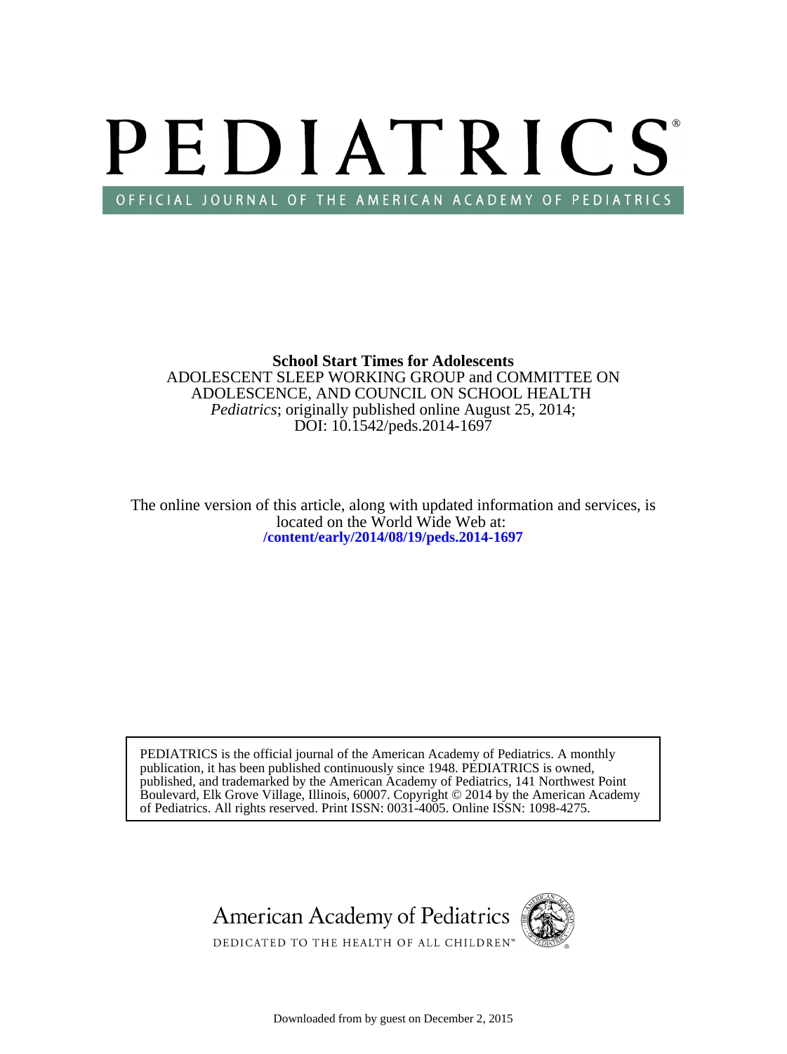# PEDIATRICS

OFFICIAL JOURNAL OF THE AMERICAN ACADEMY OF PEDIATRICS

**School Start Times for Adolescents**

ADOLESCENT SLEEP WORKING GROUP and COMMITTEE ON ADOLESCENCE, AND COUNCIL ON SCHOOL HEALTH

*Pediatrics*; originally published online August 25, 2014;

DOI: 10.1542/peds.2014-1697

The online version of this article, along with updated information and services, is located on the World Wide Web at:

**/content/early/2014/08/19/peds.2014-1697**

PEDIATRICS is the official journal of the American Academy of Pediatrics. A monthly publication, it has been published continuously since 1948. PEDIATRICS is owned, published, and trademarked by the American Academy of Pediatrics, 141 Northwest Point Boulevard, Elk Grove Village, Illinois, 60007. Copyright © 2014 by the American Academy of Pediatrics. All rights reserved. Print ISSN: 0031-4005. Online ISSN: 1098-4275.

American Academy of Pediatrics

DEDICATED TO THE HEALTH OF ALL CHILDREN™

Downloaded from by guest on December 2, 2015